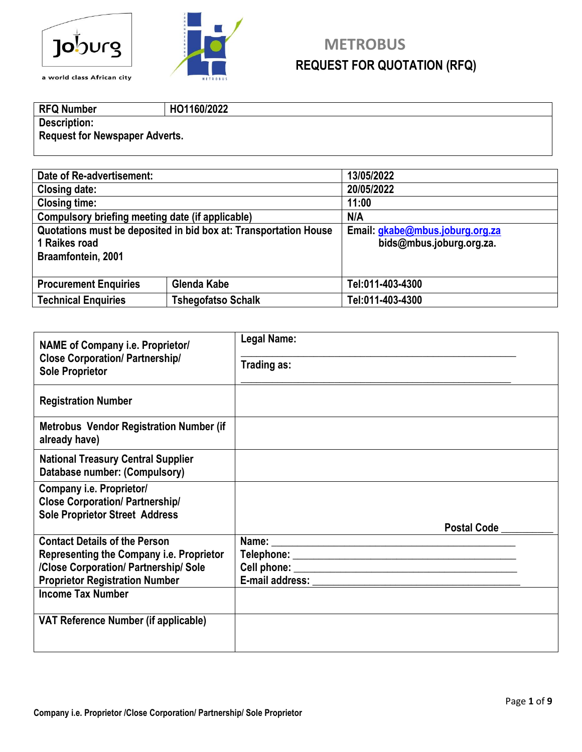Joburg

a world class African city

# METROBUS

## REQUEST FOR QUOTATION (RFQ)

| RFQ Number | HO1160/2022 |
|---|---|
| **Description:** Request for Newspaper Adverts. | |

| | | |
|---|---|---|
| Date of Re-advertisement: | | 13/05/2022 |
| Closing date: | | 20/05/2022 |
| Closing time: | | 11:00 |
| Compulsory briefing meeting date (if applicable) | | N/A |
| Quotations must be deposited in bid box at: Transportation House 1 Raikes road Braamfontein, 2001 | | Email: gkabe@mbus.joburg.org.za bids@mbus.joburg.org.za. |
| Procurement Enquiries | Glenda Kabe | Tel:011-403-4300 |
| Technical Enquiries | Tshegofatso Schalk | Tel:011-403-4300 |

| | |
|---|---|
| NAME of Company i.e. Proprietor/ Close Corporation/ Partnership/ Sole Proprietor | Legal Name: ____________________ Trading as: ____________________ |
| Registration Number | |
| Metrobus Vendor Registration Number (if already have) | |
| National Treasury Central Supplier Database number: (Compulsory) | |
| Company i.e. Proprietor/ Close Corporation/ Partnership/ Sole Proprietor Street Address | Postal Code __________ |
| Contact Details of the Person Representing the Company i.e. Proprietor /Close Corporation/ Partnership/ Sole Proprietor Registration Number | Name: ____________________ Telephone: ____________________ Cell phone: ____________________ E-mail address: ____________________ |
| Income Tax Number | |
| VAT Reference Number (if applicable) | |

Company i.e. Proprietor /Close Corporation/ Partnership/ Sole Proprietor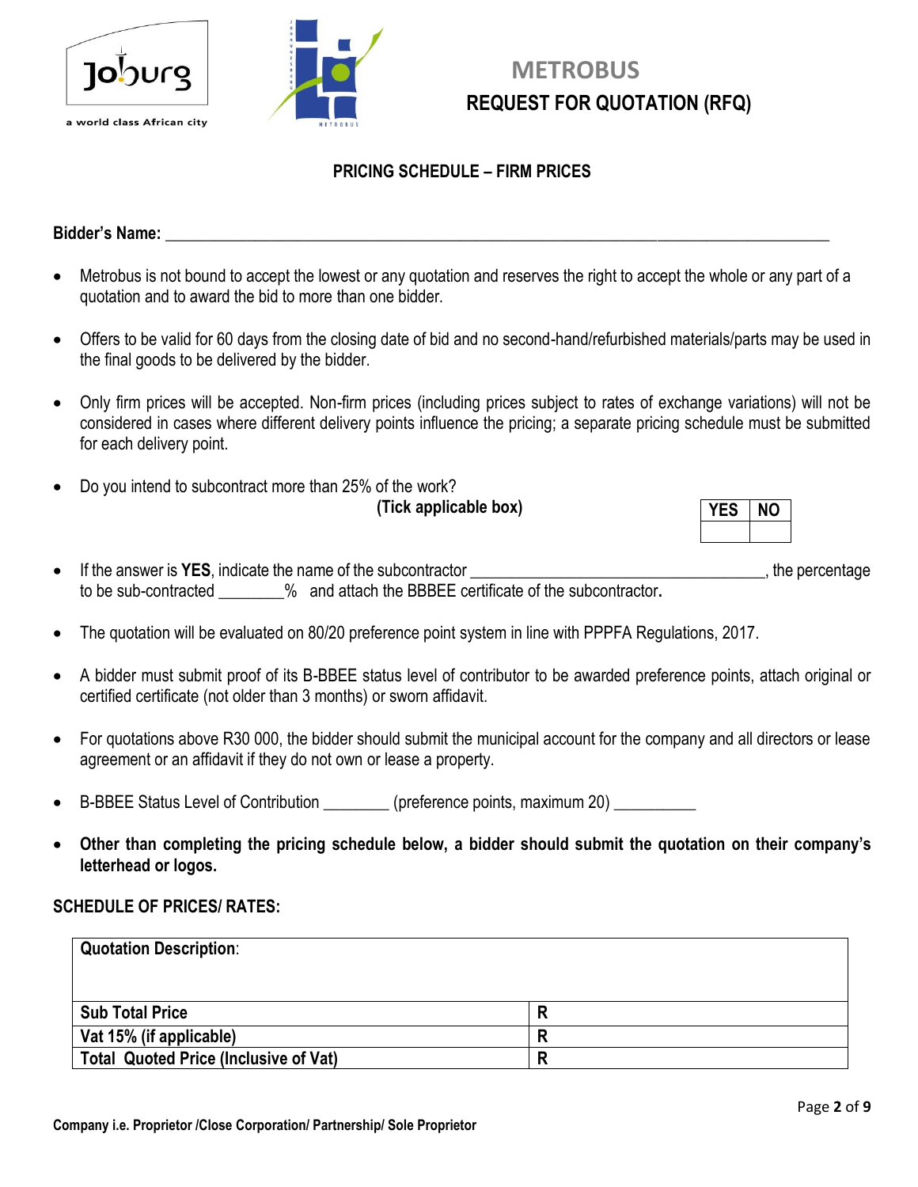# METROBUS
## REQUEST FOR QUOTATION (RFQ)

### PRICING SCHEDULE – FIRM PRICES

**Bidder's Name:** ______________________________________________________________________________

- Metrobus is not bound to accept the lowest or any quotation and reserves the right to accept the whole or any part of a quotation and to award the bid to more than one bidder.

- Offers to be valid for 60 days from the closing date of bid and no second-hand/refurbished materials/parts may be used in the final goods to be delivered by the bidder.

- Only firm prices will be accepted. Non-firm prices (including prices subject to rates of exchange variations) will not be considered in cases where different delivery points influence the pricing; a separate pricing schedule must be submitted for each delivery point.

- Do you intend to subcontract more than 25% of the work?

  **(Tick applicable box)**

| YES | NO |
|---|---|
| | |

- If the answer is **YES**, indicate the name of the subcontractor ____________________________________, the percentage to be sub-contracted ________% and attach the BBBEE certificate of the subcontractor**.**

- The quotation will be evaluated on 80/20 preference point system in line with PPPFA Regulations, 2017.

- A bidder must submit proof of its B-BBEE status level of contributor to be awarded preference points, attach original or certified certificate (not older than 3 months) or sworn affidavit.

- For quotations above R30 000, the bidder should submit the municipal account for the company and all directors or lease agreement or an affidavit if they do not own or lease a property.

- B-BBEE Status Level of Contribution ________ (preference points, maximum 20) __________

- **Other than completing the pricing schedule below, a bidder should submit the quotation on their company's letterhead or logos.**

**SCHEDULE OF PRICES/ RATES:**

| **Quotation Description**: | |
|---|---|
| **Sub Total Price** | **R** |
| **Vat 15% (if applicable)** | **R** |
| **Total Quoted Price (Inclusive of Vat)** | **R** |

**Company i.e. Proprietor /Close Corporation/ Partnership/ Sole Proprietor**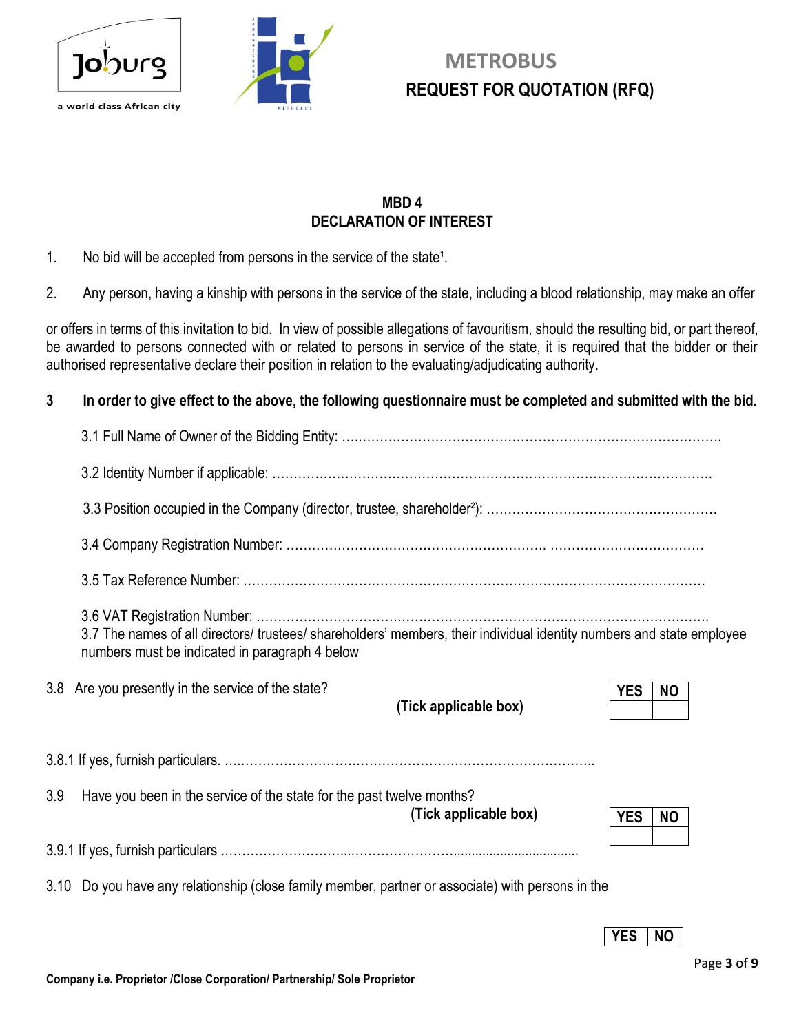# METROBUS
## REQUEST FOR QUOTATION (RFQ)

### MBD 4
### DECLARATION OF INTEREST

1. No bid will be accepted from persons in the service of the state[1].

2. Any person, having a kinship with persons in the service of the state, including a blood relationship, may make an offer

or offers in terms of this invitation to bid. In view of possible allegations of favouritism, should the resulting bid, or part thereof, be awarded to persons connected with or related to persons in service of the state, it is required that the bidder or their authorised representative declare their position in relation to the evaluating/adjudicating authority.

**3 In order to give effect to the above, the following questionnaire must be completed and submitted with the bid.**

3.1 Full Name of Owner of the Bidding Entity: …………………………………………………………………………….

3.2 Identity Number if applicable: ………………………………………………………………………………………….

3.3 Position occupied in the Company (director, trustee, shareholder[2]): ………………………………………………

3.4 Company Registration Number: ……………………………………………………. ………………………………

3.5 Tax Reference Number: ……………………………………………………………………………………………

3.6 VAT Registration Number: …………………………………………………………………………………………
3.7 The names of all directors/ trustees/ shareholders' members, their individual identity numbers and state employee numbers must be indicated in paragraph 4 below

3.8 Are you presently in the service of the state? **(Tick applicable box)**

| YES | NO |
|---|---|
| | |

3.8.1 If yes, furnish particulars. …………………………………………………………………………….

3.9 Have you been in the service of the state for the past twelve months? **(Tick applicable box)**

| YES | NO |
|---|---|
| | |

3.9.1 If yes, furnish particulars ……………………….…..……………………..................................

3.10 Do you have any relationship (close family member, partner or associate) with persons in the

| YES | NO |
|---|---|

**Company i.e. Proprietor /Close Corporation/ Partnership/ Sole Proprietor**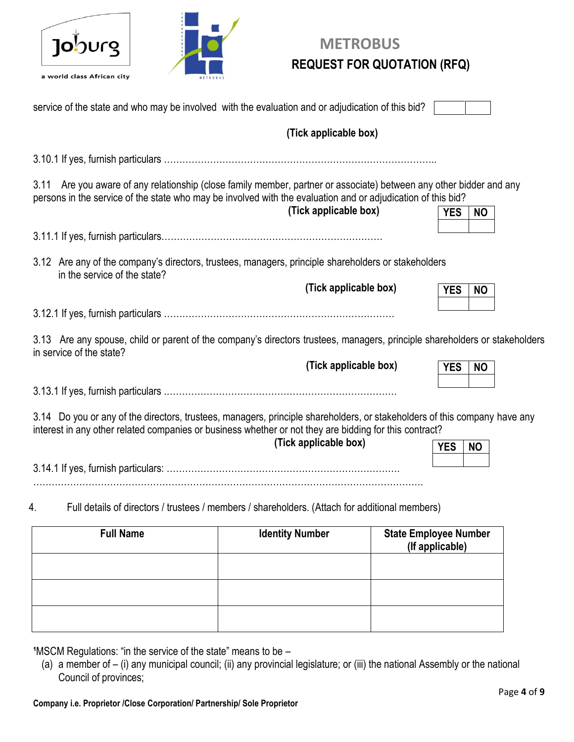service of the state and who may be involved with the evaluation and or adjudication of this bid?

| | |
|---|---|
| | |

**(Tick applicable box)**

3.10.1 If yes, furnish particulars ……………………………………………………………………………..

3.11 Are you aware of any relationship (close family member, partner or associate) between any other bidder and any persons in the service of the state who may be involved with the evaluation and or adjudication of this bid?

**(Tick applicable box)**

| YES | NO |
|---|---|
| | |

3.11.1 If yes, furnish particulars………………………………………………………………

3.12 Are any of the company's directors, trustees, managers, principle shareholders or stakeholders in the service of the state?

**(Tick applicable box)**

| YES | NO |
|---|---|
| | |

3.12.1 If yes, furnish particulars ………………………………………………………………

3.13 Are any spouse, child or parent of the company's directors trustees, managers, principle shareholders or stakeholders in service of the state?

**(Tick applicable box)**

| YES | NO |
|---|---|
| | |

3.13.1 If yes, furnish particulars ………………………………………………………………

3.14 Do you or any of the directors, trustees, managers, principle shareholders, or stakeholders of this company have any interest in any other related companies or business whether or not they are bidding for this contract?

**(Tick applicable box)**

| YES | NO |
|---|---|
| | |

3.14.1 If yes, furnish particulars: ………………………………………………………………
……………………………………………………………………………………………………………

4. Full details of directors / trustees / members / shareholders. (Attach for additional members)

| Full Name | Identity Number | State Employee Number (If applicable) |
|---|---|---|
| | | |
| | | |
| | | |

[1]MSCM Regulations: "in the service of the state" means to be –

(a) a member of – (i) any municipal council; (ii) any provincial legislature; or (iii) the national Assembly or the national Council of provinces;

**Company i.e. Proprietor /Close Corporation/ Partnership/ Sole Proprietor**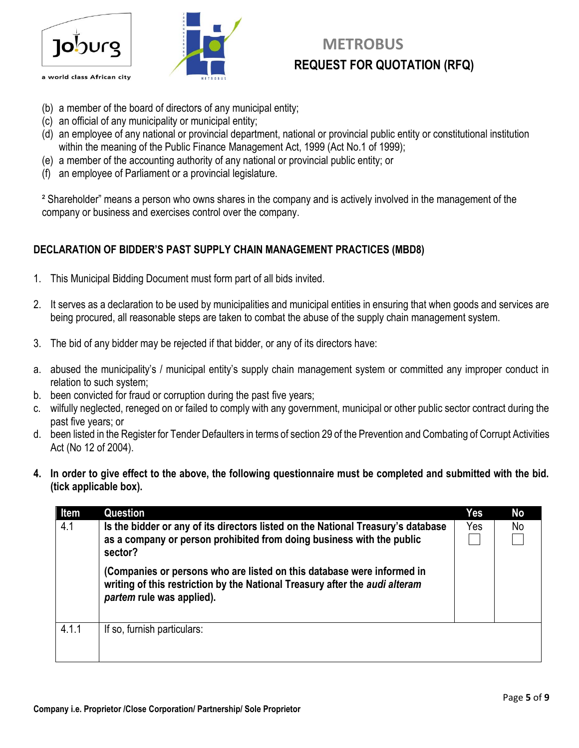(b) a member of the board of directors of any municipal entity;
(c) an official of any municipality or municipal entity;
(d) an employee of any national or provincial department, national or provincial public entity or constitutional institution within the meaning of the Public Finance Management Act, 1999 (Act No.1 of 1999);
(e) a member of the accounting authority of any national or provincial public entity; or
(f) an employee of Parliament or a provincial legislature.

[2] Shareholder" means a person who owns shares in the company and is actively involved in the management of the company or business and exercises control over the company.

## DECLARATION OF BIDDER'S PAST SUPPLY CHAIN MANAGEMENT PRACTICES (MBD8)

1. This Municipal Bidding Document must form part of all bids invited.

2. It serves as a declaration to be used by municipalities and municipal entities in ensuring that when goods and services are being procured, all reasonable steps are taken to combat the abuse of the supply chain management system.

3. The bid of any bidder may be rejected if that bidder, or any of its directors have:

a. abused the municipality's / municipal entity's supply chain management system or committed any improper conduct in relation to such system;
b. been convicted for fraud or corruption during the past five years;
c. wilfully neglected, reneged on or failed to comply with any government, municipal or other public sector contract during the past five years; or
d. been listed in the Register for Tender Defaulters in terms of section 29 of the Prevention and Combating of Corrupt Activities Act (No 12 of 2004).

**4. In order to give effect to the above, the following questionnaire must be completed and submitted with the bid. (tick applicable box).**

| Item | Question | Yes | No |
|---|---|---|---|
| 4.1 | **Is the bidder or any of its directors listed on the National Treasury's database as a company or person prohibited from doing business with the public sector?**<br><br>**(Companies or persons who are listed on this database were informed in writing of this restriction by the National Treasury after the *audi alteram partem* rule was applied).** | Yes ☐ | No ☐ |
| 4.1.1 | If so, furnish particulars: | | |

Company i.e. Proprietor /Close Corporation/ Partnership/ Sole Proprietor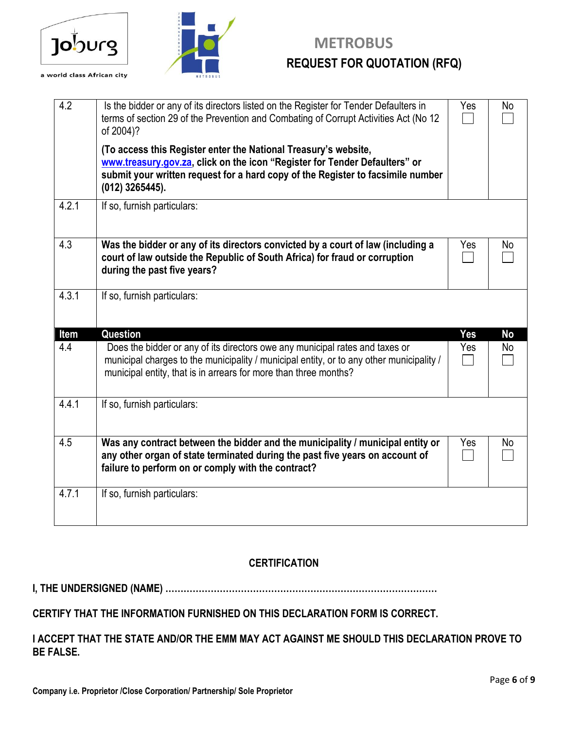| 4.2 | Is the bidder or any of its directors listed on the Register for Tender Defaulters in terms of section 29 of the Prevention and Combating of Corrupt Activities Act (No 12 of 2004)?<br><br>**(To access this Register enter the National Treasury's website, [www.treasury.gov.za](http://www.treasury.gov.za), click on the icon "Register for Tender Defaulters" or submit your written request for a hard copy of the Register to facsimile number (012) 3265445).** | Yes ☐ | No ☐ |
|---|---|---|---|
| 4.2.1 | If so, furnish particulars: | | |
| 4.3 | **Was the bidder or any of its directors convicted by a court of law (including a court of law outside the Republic of South Africa) for fraud or corruption during the past five years?** | Yes ☐ | No ☐ |
| 4.3.1 | If so, furnish particulars: | | |
| **Item** | **Question** | **Yes** | **No** |
| 4.4 | Does the bidder or any of its directors owe any municipal rates and taxes or municipal charges to the municipality / municipal entity, or to any other municipality / municipal entity, that is in arrears for more than three months? | Yes ☐ | No ☐ |
| 4.4.1 | If so, furnish particulars: | | |
| 4.5 | **Was any contract between the bidder and the municipality / municipal entity or any other organ of state terminated during the past five years on account of failure to perform on or comply with the contract?** | Yes ☐ | No ☐ |
| 4.7.1 | If so, furnish particulars: | | |

**CERTIFICATION**

**I, THE UNDERSIGNED (NAME) ……………………………………………………………………………………**

**CERTIFY THAT THE INFORMATION FURNISHED ON THIS DECLARATION FORM IS CORRECT.**

**I ACCEPT THAT THE STATE AND/OR THE EMM MAY ACT AGAINST ME SHOULD THIS DECLARATION PROVE TO BE FALSE.**

**Company i.e. Proprietor /Close Corporation/ Partnership/ Sole Proprietor**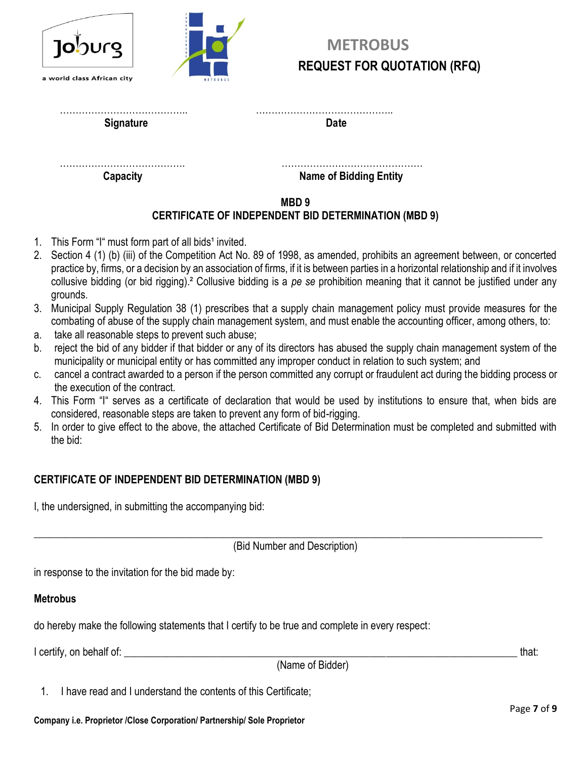# METROBUS
## REQUEST FOR QUOTATION (RFQ)

| …………………………………. | ……………………………………. |
|---|---|
| **Signature** | **Date** |
| …………………………………. | ……………………………………… |
| **Capacity** | **Name of Bidding Entity** |

**MBD 9**
**CERTIFICATE OF INDEPENDENT BID DETERMINATION (MBD 9)**

1. This Form "I" must form part of all bids[1] invited.
2. Section 4 (1) (b) (iii) of the Competition Act No. 89 of 1998, as amended, prohibits an agreement between, or concerted practice by, firms, or a decision by an association of firms, if it is between parties in a horizontal relationship and if it involves collusive bidding (or bid rigging).[2] Collusive bidding is a *pe se* prohibition meaning that it cannot be justified under any grounds.
3. Municipal Supply Regulation 38 (1) prescribes that a supply chain management policy must provide measures for the combating of abuse of the supply chain management system, and must enable the accounting officer, among others, to:
   a. take all reasonable steps to prevent such abuse;
   b. reject the bid of any bidder if that bidder or any of its directors has abused the supply chain management system of the municipality or municipal entity or has committed any improper conduct in relation to such system; and
   c. cancel a contract awarded to a person if the person committed any corrupt or fraudulent act during the bidding process or the execution of the contract.
4. This Form "I" serves as a certificate of declaration that would be used by institutions to ensure that, when bids are considered, reasonable steps are taken to prevent any form of bid-rigging.
5. In order to give effect to the above, the attached Certificate of Bid Determination must be completed and submitted with the bid:

**CERTIFICATE OF INDEPENDENT BID DETERMINATION (MBD 9)**

I, the undersigned, in submitting the accompanying bid:

_____________________________________________________________________________________

(Bid Number and Description)

in response to the invitation for the bid made by:

**Metrobus**

do hereby make the following statements that I certify to be true and complete in every respect:

I certify, on behalf of: _______________________________________________________________ that:

(Name of Bidder)

1. I have read and I understand the contents of this Certificate;

**Company i.e. Proprietor /Close Corporation/ Partnership/ Sole Proprietor**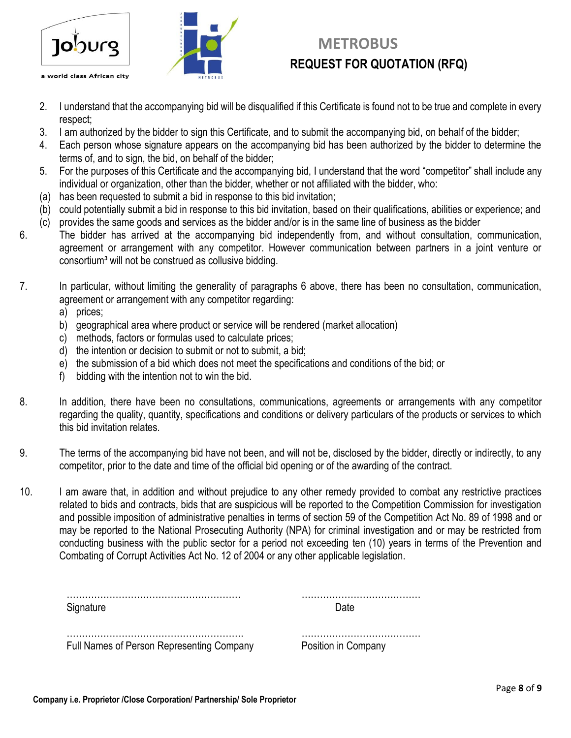2. I understand that the accompanying bid will be disqualified if this Certificate is found not to be true and complete in every respect;
3. I am authorized by the bidder to sign this Certificate, and to submit the accompanying bid, on behalf of the bidder;
4. Each person whose signature appears on the accompanying bid has been authorized by the bidder to determine the terms of, and to sign, the bid, on behalf of the bidder;
5. For the purposes of this Certificate and the accompanying bid, I understand that the word "competitor" shall include any individual or organization, other than the bidder, whether or not affiliated with the bidder, who:

(a) has been requested to submit a bid in response to this bid invitation;

(b) could potentially submit a bid in response to this bid invitation, based on their qualifications, abilities or experience; and

(c) provides the same goods and services as the bidder and/or is in the same line of business as the bidder

6. The bidder has arrived at the accompanying bid independently from, and without consultation, communication, agreement or arrangement with any competitor. However communication between partners in a joint venture or consortium[3] will not be construed as collusive bidding.

7. In particular, without limiting the generality of paragraphs 6 above, there has been no consultation, communication, agreement or arrangement with any competitor regarding:
   a) prices;
   b) geographical area where product or service will be rendered (market allocation)
   c) methods, factors or formulas used to calculate prices;
   d) the intention or decision to submit or not to submit, a bid;
   e) the submission of a bid which does not meet the specifications and conditions of the bid; or
   f) bidding with the intention not to win the bid.

8. In addition, there have been no consultations, communications, agreements or arrangements with any competitor regarding the quality, quantity, specifications and conditions or delivery particulars of the products or services to which this bid invitation relates.

9. The terms of the accompanying bid have not been, and will not be, disclosed by the bidder, directly or indirectly, to any competitor, prior to the date and time of the official bid opening or of the awarding of the contract.

10. I am aware that, in addition and without prejudice to any other remedy provided to combat any restrictive practices related to bids and contracts, bids that are suspicious will be reported to the Competition Commission for investigation and possible imposition of administrative penalties in terms of section 59 of the Competition Act No. 89 of 1998 and or may be reported to the National Prosecuting Authority (NPA) for criminal investigation and or may be restricted from conducting business with the public sector for a period not exceeding ten (10) years in terms of the Prevention and Combating of Corrupt Activities Act No. 12 of 2004 or any other applicable legislation.

………………………………………………… ………………………………… 
Signature Date

………………………………………………… …………………………………
Full Names of Person Representing Company Position in Company

**Company i.e. Proprietor /Close Corporation/ Partnership/ Sole Proprietor**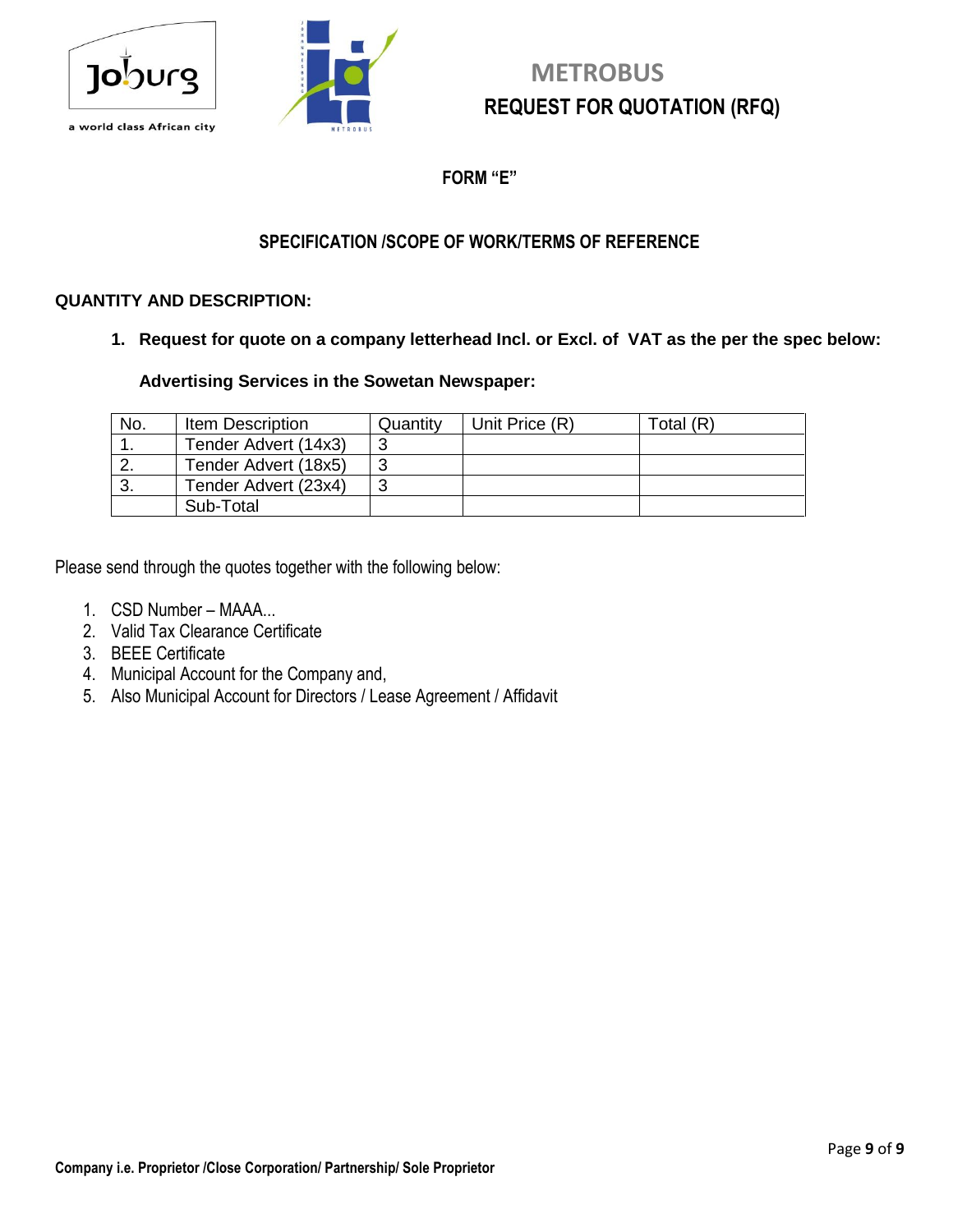# METROBUS

## REQUEST FOR QUOTATION (RFQ)

### FORM "E"

### SPECIFICATION /SCOPE OF WORK/TERMS OF REFERENCE

**QUANTITY AND DESCRIPTION:**

1. **Request for quote on a company letterhead Incl. or Excl. of VAT as the per the spec below:**

**Advertising Services in the Sowetan Newspaper:**

| No. | Item Description | Quantity | Unit Price (R) | Total (R) |
|---|---|---|---|---|
| 1. | Tender Advert (14x3) | 3 | | |
| 2. | Tender Advert (18x5) | 3 | | |
| 3. | Tender Advert (23x4) | 3 | | |
| | Sub-Total | | | |

Please send through the quotes together with the following below:

1. CSD Number – MAAA...
2. Valid Tax Clearance Certificate
3. BEEE Certificate
4. Municipal Account for the Company and,
5. Also Municipal Account for Directors / Lease Agreement / Affidavit

**Company i.e. Proprietor /Close Corporation/ Partnership/ Sole Proprietor**